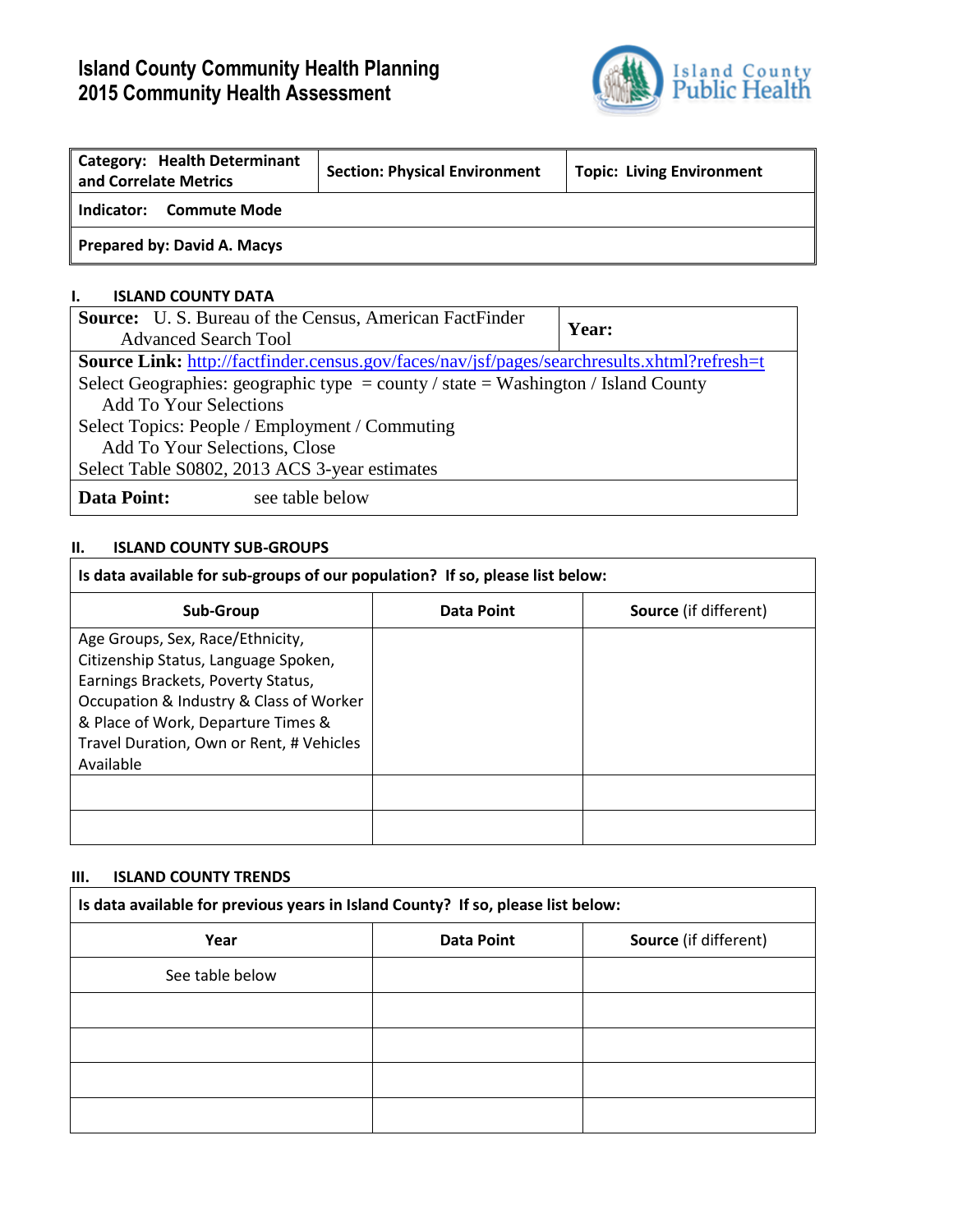# Island County Community Health Planning
# 2015 Community Health Assessment

Island County Public Health

| Category: Health Determinant and Correlate Metrics | Section: Physical Environment | Topic: Living Environment |
|---|---|---|
| Indicator: Commute Mode | | |
| Prepared by: David A. Macys | | |

## I. ISLAND COUNTY DATA

| Source: U. S. Bureau of the Census, American FactFinder Advanced Search Tool | Year: |
|---|---|
| **Source Link:** http://factfinder.census.gov/faces/nav/jsf/pages/searchresults.xhtml?refresh=t<br>Select Geographies: geographic type = county / state = Washington / Island County<br>Add To Your Selections<br>Select Topics: People / Employment / Commuting<br>Add To Your Selections, Close<br>Select Table S0802, 2013 ACS 3-year estimates | |
| **Data Point:** see table below | |

## II. ISLAND COUNTY SUB-GROUPS

**Is data available for sub-groups of our population? If so, please list below:**

| Sub-Group | Data Point | Source (if different) |
|---|---|---|
| Age Groups, Sex, Race/Ethnicity, Citizenship Status, Language Spoken, Earnings Brackets, Poverty Status, Occupation & Industry & Class of Worker & Place of Work, Departure Times & Travel Duration, Own or Rent, # Vehicles Available | | |
| | | |
| | | |

## III. ISLAND COUNTY TRENDS

**Is data available for previous years in Island County? If so, please list below:**

| Year | Data Point | Source (if different) |
|---|---|---|
| See table below | | |
| | | |
| | | |
| | | |
| | | |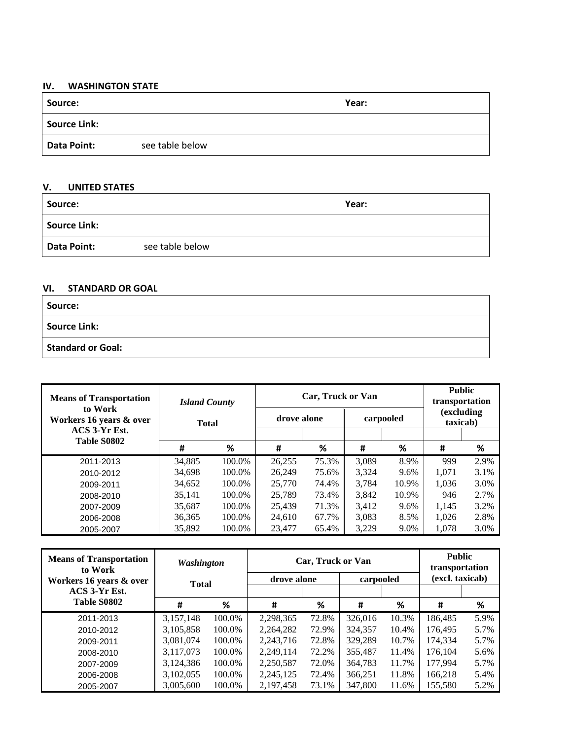### IV. WASHINGTON STATE

| Source: | Year: |
|---|---|
| Source Link: | |
| Data Point: see table below | |

### V. UNITED STATES

| Source: | Year: |
|---|---|
| Source Link: | |
| Data Point: see table below | |

### VI. STANDARD OR GOAL

| Source: |
|---|
| Source Link: |
| Standard or Goal: |

| Means of Transportation to Work Workers 16 years & over ACS 3-Yr Est. Table S0802 | *Island County* Total | | Car, Truck or Van | | | | Public transportation (excluding taxicab) | |
|---|---|---|---|---|---|---|---|---|
| | | | drove alone | | carpooled | | | |
| | # | % | # | % | # | % | # | % |
| 2011-2013 | 34,885 | 100.0% | 26,255 | 75.3% | 3,089 | 8.9% | 999 | 2.9% |
| 2010-2012 | 34,698 | 100.0% | 26,249 | 75.6% | 3,324 | 9.6% | 1,071 | 3.1% |
| 2009-2011 | 34,652 | 100.0% | 25,770 | 74.4% | 3,784 | 10.9% | 1,036 | 3.0% |
| 2008-2010 | 35,141 | 100.0% | 25,789 | 73.4% | 3,842 | 10.9% | 946 | 2.7% |
| 2007-2009 | 35,687 | 100.0% | 25,439 | 71.3% | 3,412 | 9.6% | 1,145 | 3.2% |
| 2006-2008 | 36,365 | 100.0% | 24,610 | 67.7% | 3,083 | 8.5% | 1,026 | 2.8% |
| 2005-2007 | 35,892 | 100.0% | 23,477 | 65.4% | 3,229 | 9.0% | 1,078 | 3.0% |

| Means of Transportation to Work Workers 16 years & over ACS 3-Yr Est. Table S0802 | *Washington* Total | | Car, Truck or Van | | | | Public transportation (excl. taxicab) | |
|---|---|---|---|---|---|---|---|---|
| | | | drove alone | | carpooled | | | |
| | # | % | # | % | # | % | # | % |
| 2011-2013 | 3,157,148 | 100.0% | 2,298,365 | 72.8% | 326,016 | 10.3% | 186,485 | 5.9% |
| 2010-2012 | 3,105,858 | 100.0% | 2,264,282 | 72.9% | 324,357 | 10.4% | 176,495 | 5.7% |
| 2009-2011 | 3,081,074 | 100.0% | 2,243,716 | 72.8% | 329,289 | 10.7% | 174,334 | 5.7% |
| 2008-2010 | 3,117,073 | 100.0% | 2,249,114 | 72.2% | 355,487 | 11.4% | 176,104 | 5.6% |
| 2007-2009 | 3,124,386 | 100.0% | 2,250,587 | 72.0% | 364,783 | 11.7% | 177,994 | 5.7% |
| 2006-2008 | 3,102,055 | 100.0% | 2,245,125 | 72.4% | 366,251 | 11.8% | 166,218 | 5.4% |
| 2005-2007 | 3,005,600 | 100.0% | 2,197,458 | 73.1% | 347,800 | 11.6% | 155,580 | 5.2% |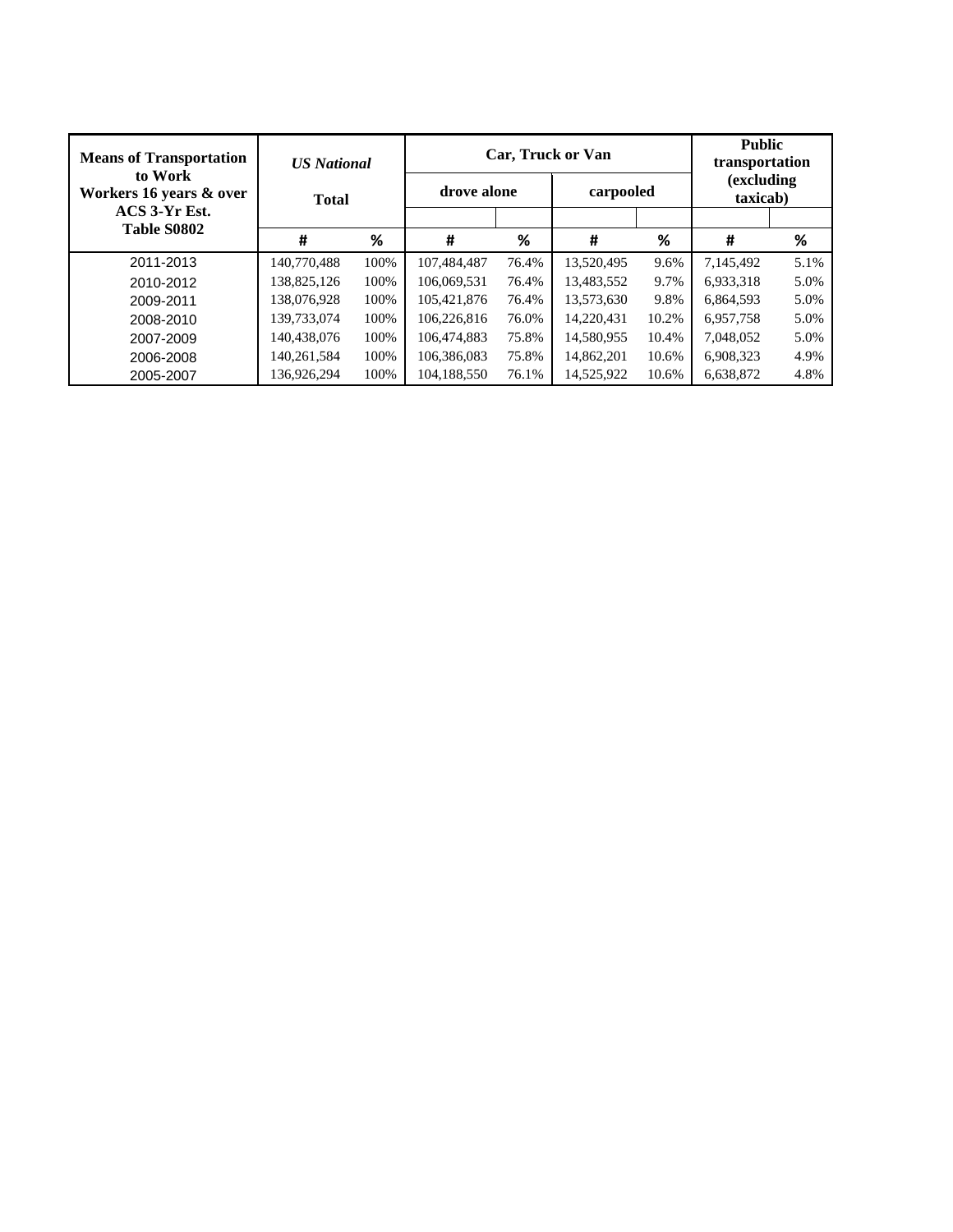| Means of Transportation to Work Workers 16 years & over ACS 3-Yr Est. Table S0802 | *US National* Total | | Car, Truck or Van | | | | Public transportation (excluding taxicab) | |
|---|---|---|---|---|---|---|---|---|
| | | | drove alone | | carpooled | | | |
| | # | % | # | % | # | % | # | % |
| 2011-2013 | 140,770,488 | 100% | 107,484,487 | 76.4% | 13,520,495 | 9.6% | 7,145,492 | 5.1% |
| 2010-2012 | 138,825,126 | 100% | 106,069,531 | 76.4% | 13,483,552 | 9.7% | 6,933,318 | 5.0% |
| 2009-2011 | 138,076,928 | 100% | 105,421,876 | 76.4% | 13,573,630 | 9.8% | 6,864,593 | 5.0% |
| 2008-2010 | 139,733,074 | 100% | 106,226,816 | 76.0% | 14,220,431 | 10.2% | 6,957,758 | 5.0% |
| 2007-2009 | 140,438,076 | 100% | 106,474,883 | 75.8% | 14,580,955 | 10.4% | 7,048,052 | 5.0% |
| 2006-2008 | 140,261,584 | 100% | 106,386,083 | 75.8% | 14,862,201 | 10.6% | 6,908,323 | 4.9% |
| 2005-2007 | 136,926,294 | 100% | 104,188,550 | 76.1% | 14,525,922 | 10.6% | 6,638,872 | 4.8% |